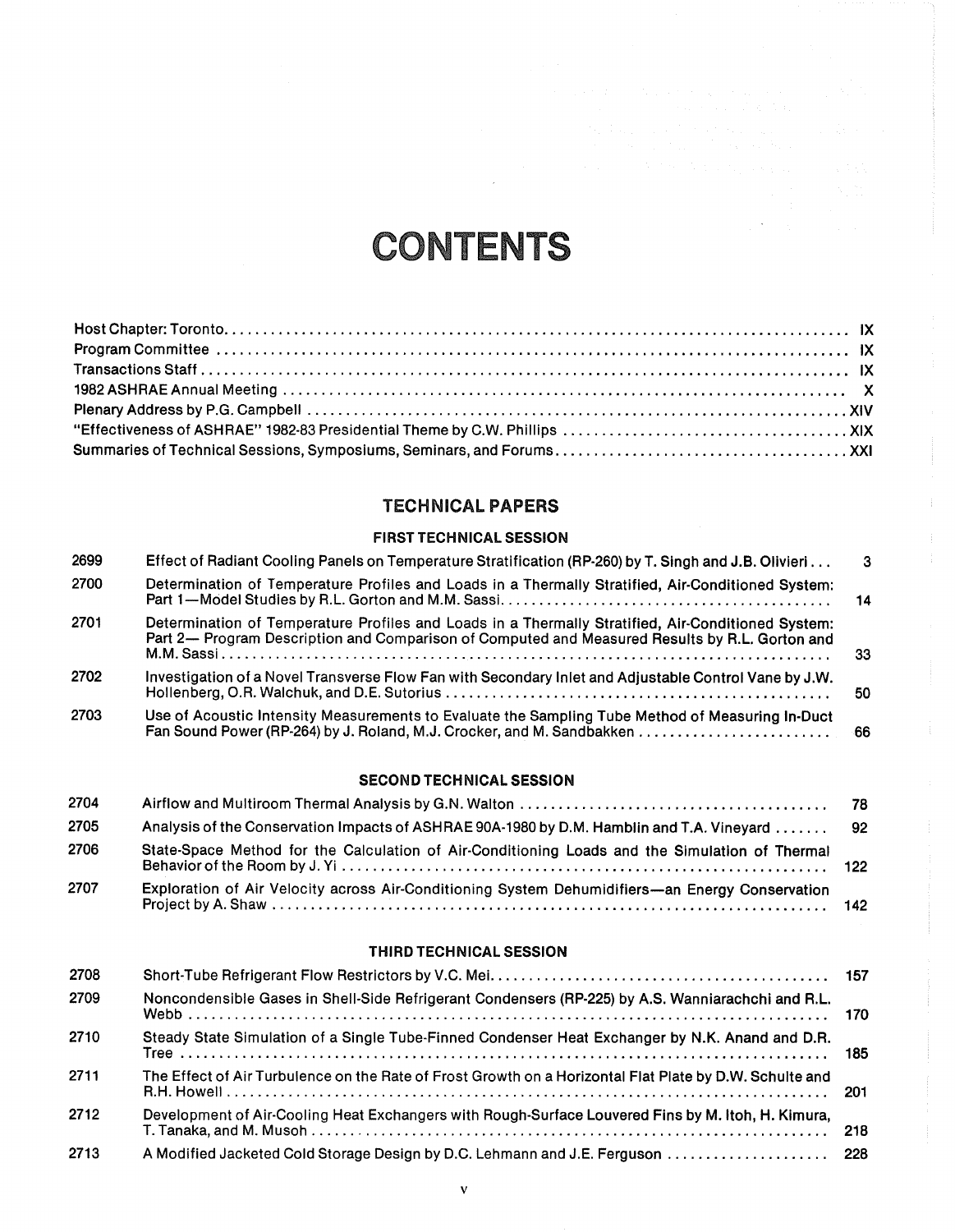# CONTENTS

| | |
|---|---|
| Host Chapter: Toronto | IX |
| Program Committee | IX |
| Transactions Staff | IX |
| 1982 ASHRAE Annual Meeting | X |
| Plenary Address by P.G. Campbell | XIV |
| "Effectiveness of ASHRAE" 1982-83 Presidential Theme by C.W. Phillips | XIX |
| Summaries of Technical Sessions, Symposiums, Seminars, and Forums | XXI |

## TECHNICAL PAPERS

### FIRST TECHNICAL SESSION

| | | |
|---|---|---|
| 2699 | Effect of Radiant Cooling Panels on Temperature Stratification (RP-260) by T. Singh and J.B. Olivieri | 3 |
| 2700 | Determination of Temperature Profiles and Loads in a Thermally Stratified, Air-Conditioned System: Part 1—Model Studies by R.L. Gorton and M.M. Sassi | 14 |
| 2701 | Determination of Temperature Profiles and Loads in a Thermally Stratified, Air-Conditioned System: Part 2— Program Description and Comparison of Computed and Measured Results by R.L. Gorton and M.M. Sassi | 33 |
| 2702 | Investigation of a Novel Transverse Flow Fan with Secondary Inlet and Adjustable Control Vane by J.W. Hollenberg, O.R. Walchuk, and D.E. Sutorius | 50 |
| 2703 | Use of Acoustic Intensity Measurements to Evaluate the Sampling Tube Method of Measuring In-Duct Fan Sound Power (RP-264) by J. Roland, M.J. Crocker, and M. Sandbakken | 66 |

### SECOND TECHNICAL SESSION

| | | |
|---|---|---|
| 2704 | Airflow and Multiroom Thermal Analysis by G.N. Walton | 78 |
| 2705 | Analysis of the Conservation Impacts of ASHRAE 90A-1980 by D.M. Hamblin and T.A. Vineyard | 92 |
| 2706 | State-Space Method for the Calculation of Air-Conditioning Loads and the Simulation of Thermal Behavior of the Room by J. Yi | 122 |
| 2707 | Exploration of Air Velocity across Air-Conditioning System Dehumidifiers—an Energy Conservation Project by A. Shaw | 142 |

### THIRD TECHNICAL SESSION

| | | |
|---|---|---|
| 2708 | Short-Tube Refrigerant Flow Restrictors by V.C. Mei | 157 |
| 2709 | Noncondensible Gases in Shell-Side Refrigerant Condensers (RP-225) by A.S. Wanniarachchi and R.L. Webb | 170 |
| 2710 | Steady State Simulation of a Single Tube-Finned Condenser Heat Exchanger by N.K. Anand and D.R. Tree | 185 |
| 2711 | The Effect of Air Turbulence on the Rate of Frost Growth on a Horizontal Flat Plate by D.W. Schulte and R.H. Howell | 201 |
| 2712 | Development of Air-Cooling Heat Exchangers with Rough-Surface Louvered Fins by M. Itoh, H. Kimura, T. Tanaka, and M. Musoh | 218 |
| 2713 | A Modified Jacketed Cold Storage Design by D.C. Lehmann and J.E. Ferguson | 228 |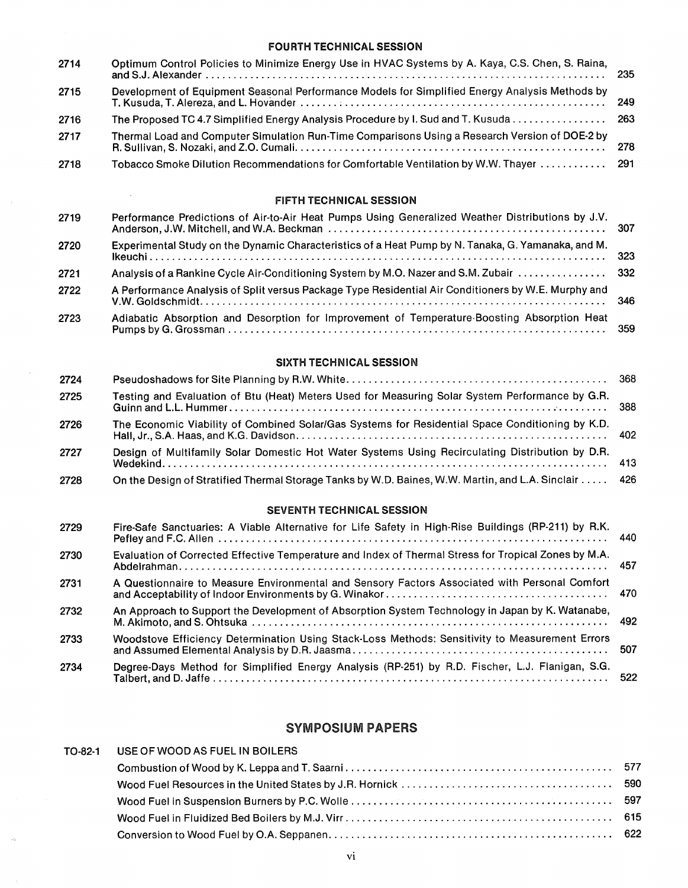### FOURTH TECHNICAL SESSION

| | | |
|---|---|---|
| 2714 | Optimum Control Policies to Minimize Energy Use in HVAC Systems by A. Kaya, C.S. Chen, S. Raina, and S.J. Alexander | 235 |
| 2715 | Development of Equipment Seasonal Performance Models for Simplified Energy Analysis Methods by T. Kusuda, T. Alereza, and L. Hovander | 249 |
| 2716 | The Proposed TC 4.7 Simplified Energy Analysis Procedure by I. Sud and T. Kusuda | 263 |
| 2717 | Thermal Load and Computer Simulation Run-Time Comparisons Using a Research Version of DOE-2 by R. Sullivan, S. Nozaki, and Z.O. Cumali | 278 |
| 2718 | Tobacco Smoke Dilution Recommendations for Comfortable Ventilation by W.W. Thayer | 291 |

### FIFTH TECHNICAL SESSION

| | | |
|---|---|---|
| 2719 | Performance Predictions of Air-to-Air Heat Pumps Using Generalized Weather Distributions by J.V. Anderson, J.W. Mitchell, and W.A. Beckman | 307 |
| 2720 | Experimental Study on the Dynamic Characteristics of a Heat Pump by N. Tanaka, G. Yamanaka, and M. Ikeuchi | 323 |
| 2721 | Analysis of a Rankine Cycle Air-Conditioning System by M.O. Nazer and S.M. Zubair | 332 |
| 2722 | A Performance Analysis of Split versus Package Type Residential Air Conditioners by W.E. Murphy and V.W. Goldschmidt | 346 |
| 2723 | Adiabatic Absorption and Desorption for Improvement of Temperature-Boosting Absorption Heat Pumps by G. Grossman | 359 |

### SIXTH TECHNICAL SESSION

| | | |
|---|---|---|
| 2724 | Pseudoshadows for Site Planning by R.W. White | 368 |
| 2725 | Testing and Evaluation of Btu (Heat) Meters Used for Measuring Solar System Performance by G.R. Guinn and L.L. Hummer | 388 |
| 2726 | The Economic Viability of Combined Solar/Gas Systems for Residential Space Conditioning by K.D. Hall, Jr., S.A. Haas, and K.G. Davidson | 402 |
| 2727 | Design of Multifamily Solar Domestic Hot Water Systems Using Recirculating Distribution by D.R. Wedekind | 413 |
| 2728 | On the Design of Stratified Thermal Storage Tanks by W.D. Baines, W.W. Martin, and L.A. Sinclair | 426 |

### SEVENTH TECHNICAL SESSION

| | | |
|---|---|---|
| 2729 | Fire-Safe Sanctuaries: A Viable Alternative for Life Safety in High-Rise Buildings (RP-211) by R.K. Pefley and F.C. Allen | 440 |
| 2730 | Evaluation of Corrected Effective Temperature and Index of Thermal Stress for Tropical Zones by M.A. Abdelrahman | 457 |
| 2731 | A Questionnaire to Measure Environmental and Sensory Factors Associated with Personal Comfort and Acceptability of Indoor Environments by G. Winakor | 470 |
| 2732 | An Approach to Support the Development of Absorption System Technology in Japan by K. Watanabe, M. Akimoto, and S. Ohtsuka | 492 |
| 2733 | Woodstove Efficiency Determination Using Stack-Loss Methods: Sensitivity to Measurement Errors and Assumed Elemental Analysis by D.R. Jaasma | 507 |
| 2734 | Degree-Days Method for Simplified Energy Analysis (RP-251) by R.D. Fischer, L.J. Flanigan, S.G. Talbert, and D. Jaffe | 522 |

## SYMPOSIUM PAPERS

| | | |
|---|---|---|
| TO-82-1 | USE OF WOOD AS FUEL IN BOILERS | |
| | Combustion of Wood by K. Leppa and T. Saarni | 577 |
| | Wood Fuel Resources in the United States by J.R. Hornick | 590 |
| | Wood Fuel in Suspension Burners by P.C. Wolle | 597 |
| | Wood Fuel in Fluidized Bed Boilers by M.J. Virr | 615 |
| | Conversion to Wood Fuel by O.A. Seppanen | 622 |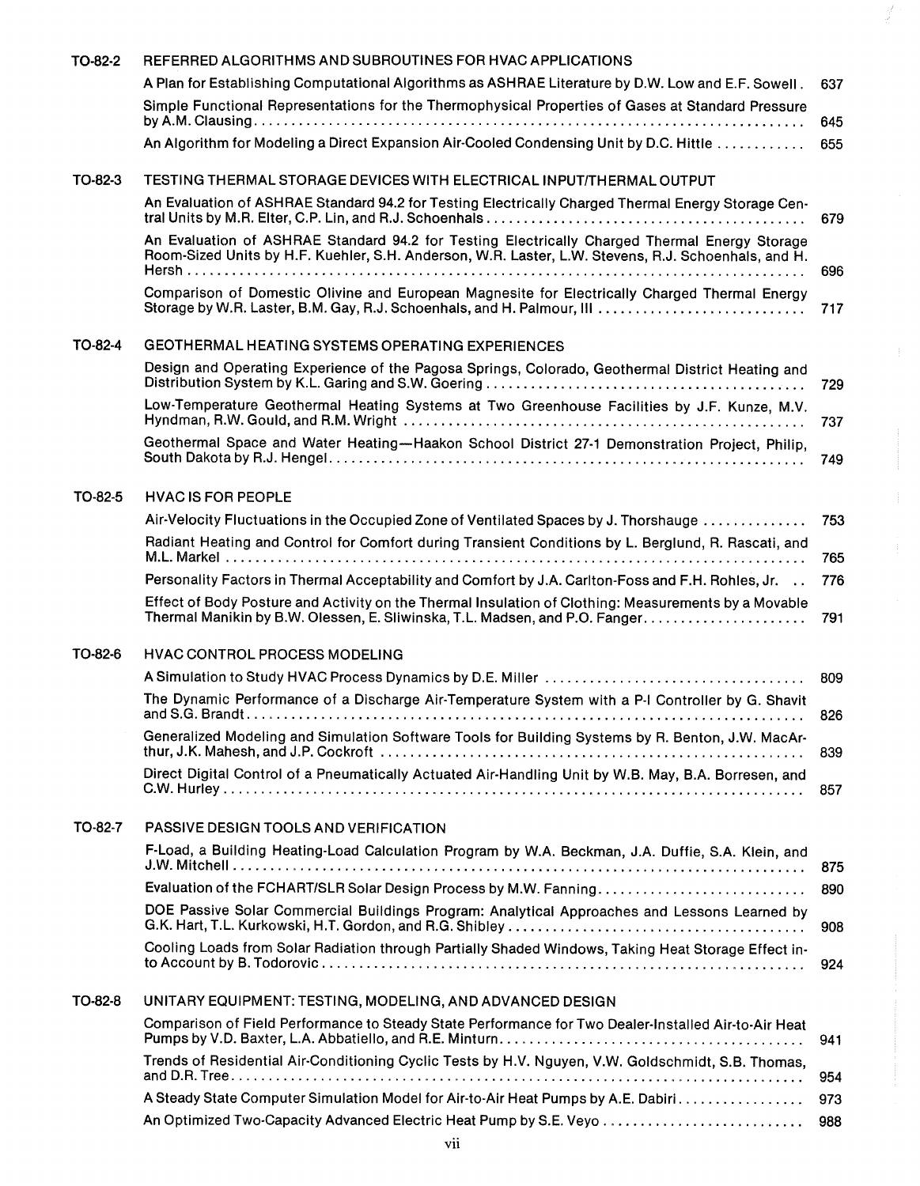**TO-82-2** REFERRED ALGORITHMS AND SUBROUTINES FOR HVAC APPLICATIONS

A Plan for Establishing Computational Algorithms as ASHRAE Literature by D.W. Low and E.F. Sowell . 637

Simple Functional Representations for the Thermophysical Properties of Gases at Standard Pressure by A.M. Clausing . . . . . . . . . . 645

An Algorithm for Modeling a Direct Expansion Air-Cooled Condensing Unit by D.C. Hittle . . . . . . . . . . 655

**TO-82-3** TESTING THERMAL STORAGE DEVICES WITH ELECTRICAL INPUT/THERMAL OUTPUT

An Evaluation of ASHRAE Standard 94.2 for Testing Electrically Charged Thermal Energy Storage Central Units by M.R. Elter, C.P. Lin, and R.J. Schoenhals . . . . . . . . . . 679

An Evaluation of ASHRAE Standard 94.2 for Testing Electrically Charged Thermal Energy Storage Room-Sized Units by H.F. Kuehler, S.H. Anderson, W.R. Laster, L.W. Stevens, R.J. Schoenhals, and H. Hersh . . . . . . . . . . 696

Comparison of Domestic Olivine and European Magnesite for Electrically Charged Thermal Energy Storage by W.R. Laster, B.M. Gay, R.J. Schoenhals, and H. Palmour, III . . . . . . . . . . 717

**TO-82-4** GEOTHERMAL HEATING SYSTEMS OPERATING EXPERIENCES

Design and Operating Experience of the Pagosa Springs, Colorado, Geothermal District Heating and Distribution System by K.L. Garing and S.W. Goering . . . . . . . . . . 729

Low-Temperature Geothermal Heating Systems at Two Greenhouse Facilities by J.F. Kunze, M.V. Hyndman, R.W. Gould, and R.M. Wright . . . . . . . . . . 737

Geothermal Space and Water Heating—Haakon School District 27-1 Demonstration Project, Philip, South Dakota by R.J. Hengel . . . . . . . . . . 749

**TO-82-5** HVAC IS FOR PEOPLE

Air-Velocity Fluctuations in the Occupied Zone of Ventilated Spaces by J. Thorshauge . . . . . . . . . . 753

Radiant Heating and Control for Comfort during Transient Conditions by L. Berglund, R. Rascati, and M.L. Markel . . . . . . . . . . 765

Personality Factors in Thermal Acceptability and Comfort by J.A. Carlton-Foss and F.H. Rohles, Jr. . . 776

Effect of Body Posture and Activity on the Thermal Insulation of Clothing: Measurements by a Movable Thermal Manikin by B.W. Olessen, E. Sliwinska, T.L. Madsen, and P.O. Fanger. . . . . . . . . . 791

**TO-82-6** HVAC CONTROL PROCESS MODELING

A Simulation to Study HVAC Process Dynamics by D.E. Miller . . . . . . . . . . 809

The Dynamic Performance of a Discharge Air-Temperature System with a P-I Controller by G. Shavit and S.G. Brandt . . . . . . . . . . 826

Generalized Modeling and Simulation Software Tools for Building Systems by R. Benton, J.W. MacArthur, J.K. Mahesh, and J.P. Cockroft . . . . . . . . . . 839

Direct Digital Control of a Pneumatically Actuated Air-Handling Unit by W.B. May, B.A. Borresen, and C.W. Hurley . . . . . . . . . . 857

**TO-82-7** PASSIVE DESIGN TOOLS AND VERIFICATION

F-Load, a Building Heating-Load Calculation Program by W.A. Beckman, J.A. Duffie, S.A. Klein, and J.W. Mitchell . . . . . . . . . . 875

Evaluation of the FCHART/SLR Solar Design Process by M.W. Fanning. . . . . . . . . . 890

DOE Passive Solar Commercial Buildings Program: Analytical Approaches and Lessons Learned by G.K. Hart, T.L. Kurkowski, H.T. Gordon, and R.G. Shibley . . . . . . . . . . 908

Cooling Loads from Solar Radiation through Partially Shaded Windows, Taking Heat Storage Effect into Account by B. Todorovic . . . . . . . . . . 924

**TO-82-8** UNITARY EQUIPMENT: TESTING, MODELING, AND ADVANCED DESIGN

Comparison of Field Performance to Steady State Performance for Two Dealer-Installed Air-to-Air Heat Pumps by V.D. Baxter, L.A. Abbatiello, and R.E. Minturn. . . . . . . . . . 941

Trends of Residential Air-Conditioning Cyclic Tests by H.V. Nguyen, V.W. Goldschmidt, S.B. Thomas, and D.R. Tree . . . . . . . . . . 954

A Steady State Computer Simulation Model for Air-to-Air Heat Pumps by A.E. Dabiri. . . . . . . . . . 973

An Optimized Two-Capacity Advanced Electric Heat Pump by S.E. Veyo . . . . . . . . . . 988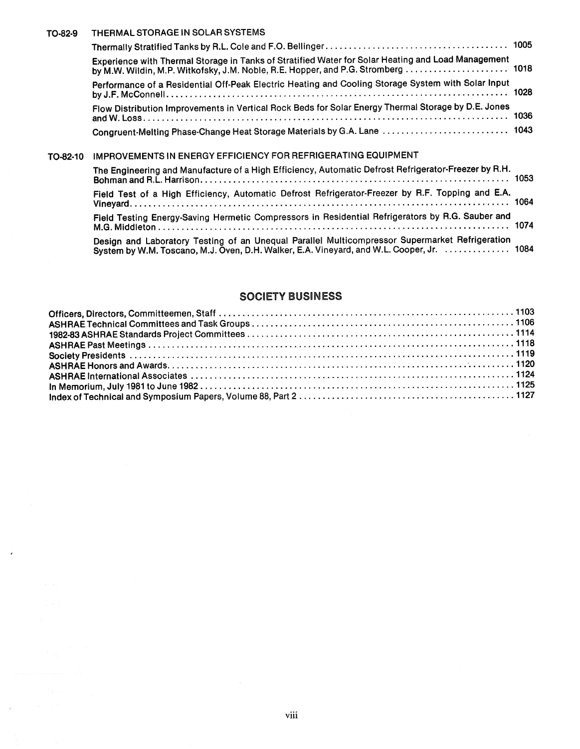**TO-82-9 THERMAL STORAGE IN SOLAR SYSTEMS**

Thermally Stratified Tanks by R.L. Cole and F.O. Bellinger . . . . . . . . . . . . . . . . . . . . . . . . . . . . . . . . . . . . . . 1005

Experience with Thermal Storage in Tanks of Stratified Water for Solar Heating and Load Management by M.W. Wildin, M.P. Witkofsky, J.M. Noble, R.E. Hopper, and P.G. Stromberg . . . . . . . . . . . . . . . . . . . . . . 1018

Performance of a Residential Off-Peak Electric Heating and Cooling Storage System with Solar Input by J.F. McConnell . . . . . . . . . . . . . . . . . . . . . . . . . . . . . . . . . . . . . . . . . . . . . . . . . . . . . . . . . . . . . . . . . . . . . . 1028

Flow Distribution Improvements in Vertical Rock Beds for Solar Energy Thermal Storage by D.E. Jones and W. Loss . . . . . . . . . . . . . . . . . . . . . . . . . . . . . . . . . . . . . . . . . . . . . . . . . . . . . . . . . . . . . . . . . . . . . . . . 1036

Congruent-Melting Phase-Change Heat Storage Materials by G.A. Lane . . . . . . . . . . . . . . . . . . . . . . . . . . . 1043

**TO-82-10 IMPROVEMENTS IN ENERGY EFFICIENCY FOR REFRIGERATING EQUIPMENT**

The Engineering and Manufacture of a High Efficiency, Automatic Defrost Refrigerator-Freezer by R.H. Bohman and R.L. Harrison . . . . . . . . . . . . . . . . . . . . . . . . . . . . . . . . . . . . . . . . . . . . . . . . . . . . . . . . . . . . . . . . 1053

Field Test of a High Efficiency, Automatic Defrost Refrigerator-Freezer by R.F. Topping and E.A. Vineyard . . . . . . . . . . . . . . . . . . . . . . . . . . . . . . . . . . . . . . . . . . . . . . . . . . . . . . . . . . . . . . . . . . . . . . . . . . . . . 1064

Field Testing Energy-Saving Hermetic Compressors in Residential Refrigerators by R.G. Sauber and M.G. Middleton . . . . . . . . . . . . . . . . . . . . . . . . . . . . . . . . . . . . . . . . . . . . . . . . . . . . . . . . . . . . . . . . . . . . . . . . 1074

Design and Laboratory Testing of an Unequal Parallel Multicompressor Supermarket Refrigeration System by W.M. Toscano, M.J. Oven, D.H. Walker, E.A. Vineyard, and W.L. Cooper, Jr. . . . . . . . . . . . . . . 1084

## SOCIETY BUSINESS

Officers, Directors, Committeemen, Staff . . . . . . . . . . . . . . . . . . . . . . . . . . . . . . . . . . . . . . . . . . . . . . . . . . . . . . . 1103

ASHRAE Technical Committees and Task Groups . . . . . . . . . . . . . . . . . . . . . . . . . . . . . . . . . . . . . . . . . . . . . . 1106

1982-83 ASHRAE Standards Project Committees . . . . . . . . . . . . . . . . . . . . . . . . . . . . . . . . . . . . . . . . . . . . . . 1114

ASHRAE Past Meetings . . . . . . . . . . . . . . . . . . . . . . . . . . . . . . . . . . . . . . . . . . . . . . . . . . . . . . . . . . . . . . . . . . . 1118

Society Presidents . . . . . . . . . . . . . . . . . . . . . . . . . . . . . . . . . . . . . . . . . . . . . . . . . . . . . . . . . . . . . . . . . . . . . . . 1119

ASHRAE Honors and Awards . . . . . . . . . . . . . . . . . . . . . . . . . . . . . . . . . . . . . . . . . . . . . . . . . . . . . . . . . . . . . . 1120

ASHRAE International Associates . . . . . . . . . . . . . . . . . . . . . . . . . . . . . . . . . . . . . . . . . . . . . . . . . . . . . . . . . . 1124

In Memorium, July 1981 to June 1982 . . . . . . . . . . . . . . . . . . . . . . . . . . . . . . . . . . . . . . . . . . . . . . . . . . . . . . . . 1125

Index of Technical and Symposium Papers, Volume 88, Part 2 . . . . . . . . . . . . . . . . . . . . . . . . . . . . . . . . . . . . . 1127